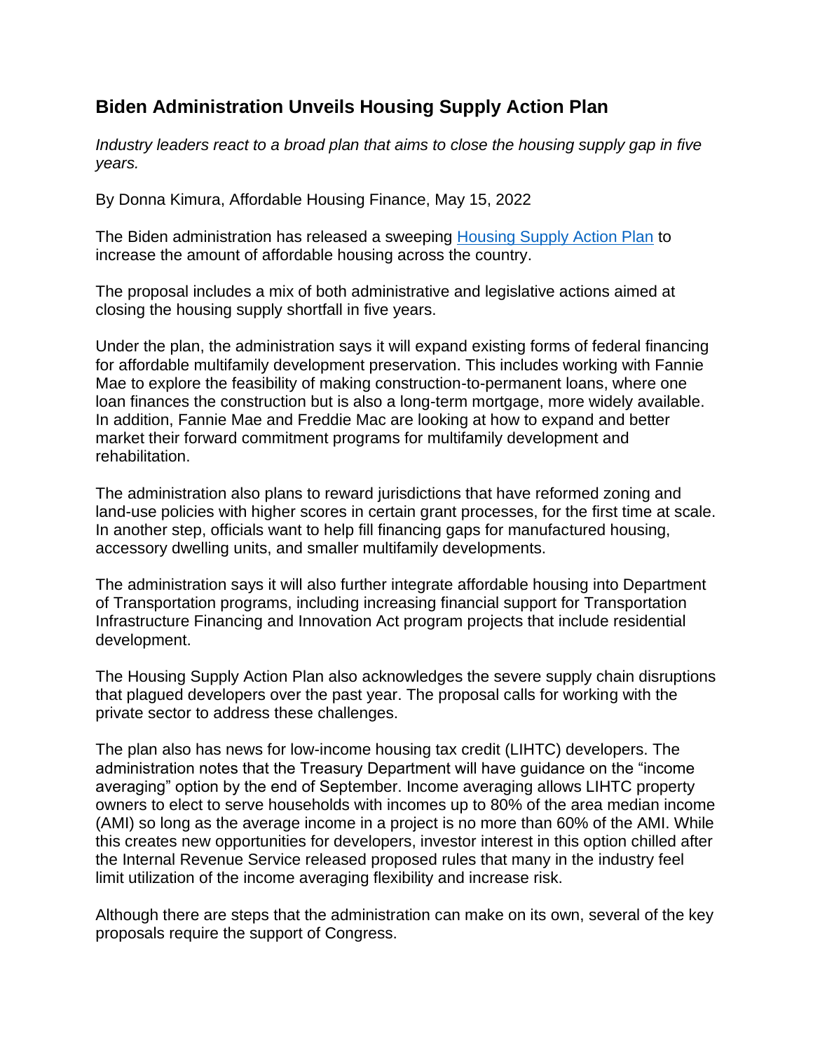## Biden Administration Unveils Housing Supply Action Plan

*Industry leaders react to a broad plan that aims to close the housing supply gap in five years.*

By Donna Kimura, Affordable Housing Finance, May 15, 2022

The Biden administration has released a sweeping [Housing Supply Action Plan](#) to increase the amount of affordable housing across the country.

The proposal includes a mix of both administrative and legislative actions aimed at closing the housing supply shortfall in five years.

Under the plan, the administration says it will expand existing forms of federal financing for affordable multifamily development preservation. This includes working with Fannie Mae to explore the feasibility of making construction-to-permanent loans, where one loan finances the construction but is also a long-term mortgage, more widely available. In addition, Fannie Mae and Freddie Mac are looking at how to expand and better market their forward commitment programs for multifamily development and rehabilitation.

The administration also plans to reward jurisdictions that have reformed zoning and land-use policies with higher scores in certain grant processes, for the first time at scale. In another step, officials want to help fill financing gaps for manufactured housing, accessory dwelling units, and smaller multifamily developments.

The administration says it will also further integrate affordable housing into Department of Transportation programs, including increasing financial support for Transportation Infrastructure Financing and Innovation Act program projects that include residential development.

The Housing Supply Action Plan also acknowledges the severe supply chain disruptions that plagued developers over the past year. The proposal calls for working with the private sector to address these challenges.

The plan also has news for low-income housing tax credit (LIHTC) developers. The administration notes that the Treasury Department will have guidance on the "income averaging" option by the end of September. Income averaging allows LIHTC property owners to elect to serve households with incomes up to 80% of the area median income (AMI) so long as the average income in a project is no more than 60% of the AMI. While this creates new opportunities for developers, investor interest in this option chilled after the Internal Revenue Service released proposed rules that many in the industry feel limit utilization of the income averaging flexibility and increase risk.

Although there are steps that the administration can make on its own, several of the key proposals require the support of Congress.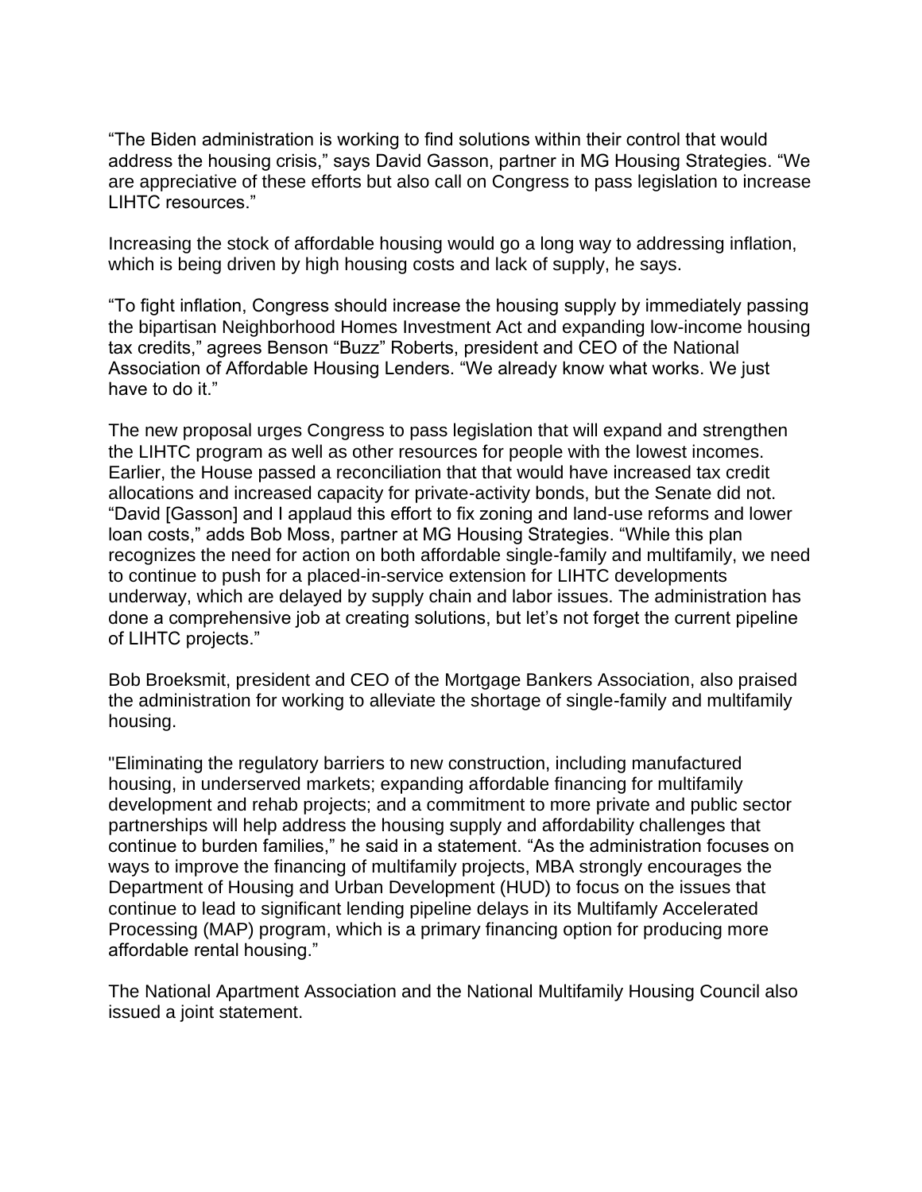"The Biden administration is working to find solutions within their control that would address the housing crisis," says David Gasson, partner in MG Housing Strategies. "We are appreciative of these efforts but also call on Congress to pass legislation to increase LIHTC resources."

Increasing the stock of affordable housing would go a long way to addressing inflation, which is being driven by high housing costs and lack of supply, he says.

"To fight inflation, Congress should increase the housing supply by immediately passing the bipartisan Neighborhood Homes Investment Act and expanding low-income housing tax credits," agrees Benson "Buzz" Roberts, president and CEO of the National Association of Affordable Housing Lenders. "We already know what works. We just have to do it."

The new proposal urges Congress to pass legislation that will expand and strengthen the LIHTC program as well as other resources for people with the lowest incomes. Earlier, the House passed a reconciliation that that would have increased tax credit allocations and increased capacity for private-activity bonds, but the Senate did not. "David [Gasson] and I applaud this effort to fix zoning and land-use reforms and lower loan costs," adds Bob Moss, partner at MG Housing Strategies. "While this plan recognizes the need for action on both affordable single-family and multifamily, we need to continue to push for a placed-in-service extension for LIHTC developments underway, which are delayed by supply chain and labor issues. The administration has done a comprehensive job at creating solutions, but let's not forget the current pipeline of LIHTC projects."

Bob Broeksmit, president and CEO of the Mortgage Bankers Association, also praised the administration for working to alleviate the shortage of single-family and multifamily housing.

"Eliminating the regulatory barriers to new construction, including manufactured housing, in underserved markets; expanding affordable financing for multifamily development and rehab projects; and a commitment to more private and public sector partnerships will help address the housing supply and affordability challenges that continue to burden families," he said in a statement. "As the administration focuses on ways to improve the financing of multifamily projects, MBA strongly encourages the Department of Housing and Urban Development (HUD) to focus on the issues that continue to lead to significant lending pipeline delays in its Multifamly Accelerated Processing (MAP) program, which is a primary financing option for producing more affordable rental housing."

The National Apartment Association and the National Multifamily Housing Council also issued a joint statement.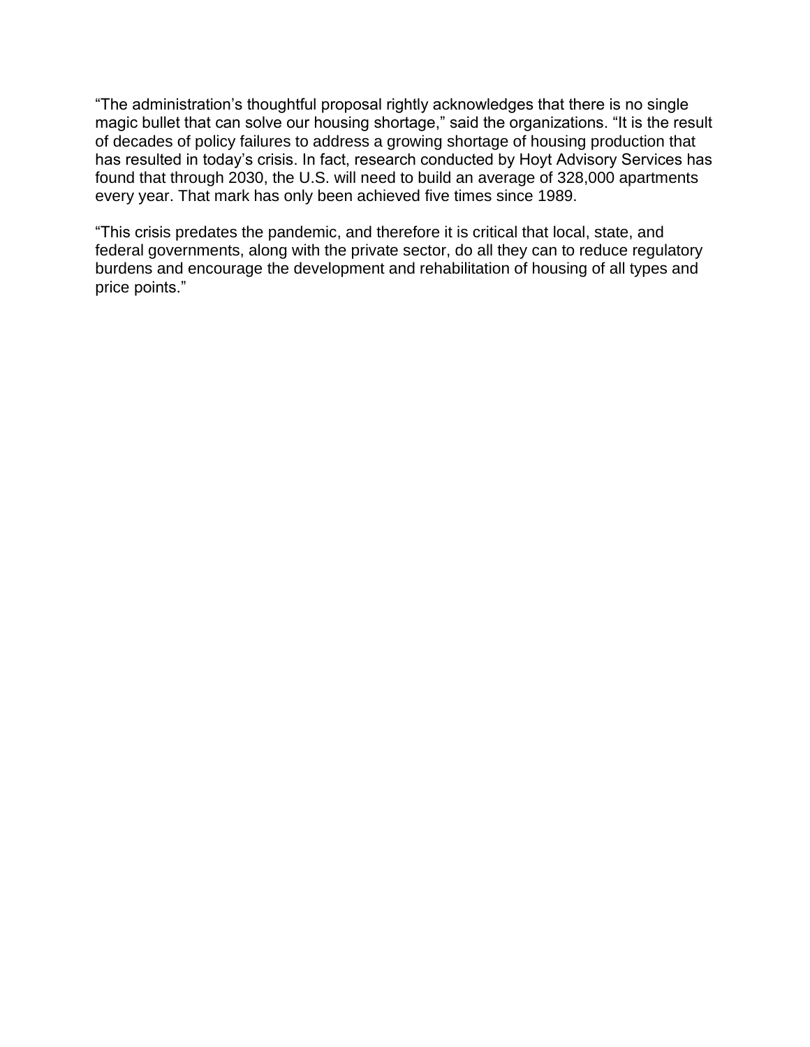"The administration's thoughtful proposal rightly acknowledges that there is no single magic bullet that can solve our housing shortage," said the organizations. "It is the result of decades of policy failures to address a growing shortage of housing production that has resulted in today's crisis. In fact, research conducted by Hoyt Advisory Services has found that through 2030, the U.S. will need to build an average of 328,000 apartments every year. That mark has only been achieved five times since 1989.

"This crisis predates the pandemic, and therefore it is critical that local, state, and federal governments, along with the private sector, do all they can to reduce regulatory burdens and encourage the development and rehabilitation of housing of all types and price points."